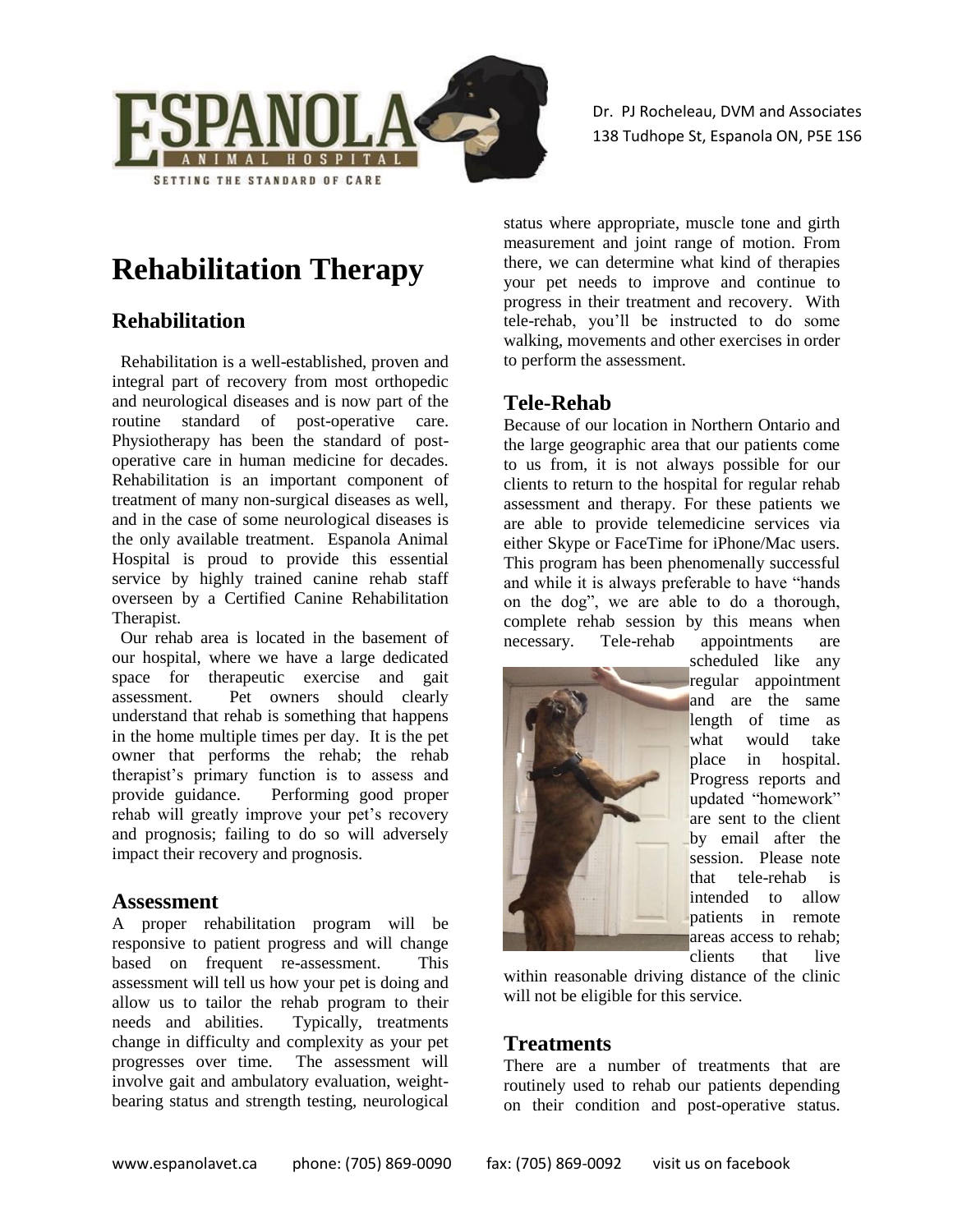# Rehabilitation Therapy

## Rehabilitation

Rehabilitation is a well-established, proven and integral part of recovery from most orthopedic and neurological diseases and is now part of the routine standard of post-operative care. Physiotherapy has been the standard of post-operative care in human medicine for decades. Rehabilitation is an important component of treatment of many non-surgical diseases as well, and in the case of some neurological diseases is the only available treatment. Espanola Animal Hospital is proud to provide this essential service by highly trained canine rehab staff overseen by a Certified Canine Rehabilitation Therapist.

Our rehab area is located in the basement of our hospital, where we have a large dedicated space for therapeutic exercise and gait assessment. Pet owners should clearly understand that rehab is something that happens in the home multiple times per day. It is the pet owner that performs the rehab; the rehab therapist's primary function is to assess and provide guidance. Performing good proper rehab will greatly improve your pet's recovery and prognosis; failing to do so will adversely impact their recovery and prognosis.

## Assessment

A proper rehabilitation program will be responsive to patient progress and will change based on frequent re-assessment. This assessment will tell us how your pet is doing and allow us to tailor the rehab program to their needs and abilities. Typically, treatments change in difficulty and complexity as your pet progresses over time. The assessment will involve gait and ambulatory evaluation, weight-bearing status and strength testing, neurological status where appropriate, muscle tone and girth measurement and joint range of motion. From there, we can determine what kind of therapies your pet needs to improve and continue to progress in their treatment and recovery. With tele-rehab, you'll be instructed to do some walking, movements and other exercises in order to perform the assessment.

## Tele-Rehab

Because of our location in Northern Ontario and the large geographic area that our patients come to us from, it is not always possible for our clients to return to the hospital for regular rehab assessment and therapy. For these patients we are able to provide telemedicine services via either Skype or FaceTime for iPhone/Mac users. This program has been phenomenally successful and while it is always preferable to have "hands on the dog", we are able to do a thorough, complete rehab session by this means when necessary. Tele-rehab appointments are scheduled like any regular appointment and are the same length of time as what would take place in hospital. Progress reports and updated "homework" are sent to the client by email after the session. Please note that tele-rehab is intended to allow patients in remote areas access to rehab; clients that live within reasonable driving distance of the clinic will not be eligible for this service.

## Treatments

There are a number of treatments that are routinely used to rehab our patients depending on their condition and post-operative status.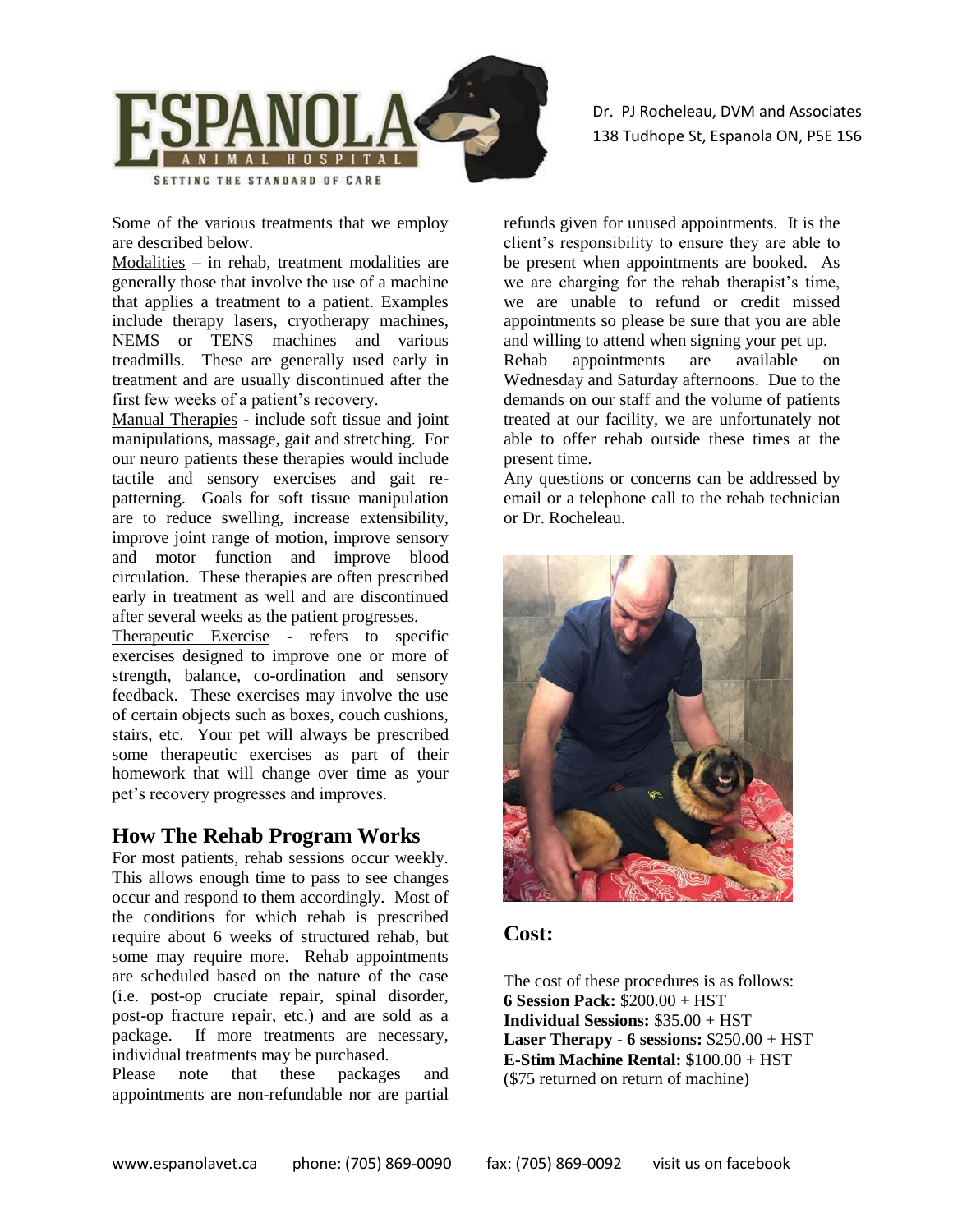Some of the various treatments that we employ are described below.

Modalities – in rehab, treatment modalities are generally those that involve the use of a machine that applies a treatment to a patient. Examples include therapy lasers, cryotherapy machines, NEMS or TENS machines and various treadmills. These are generally used early in treatment and are usually discontinued after the first few weeks of a patient's recovery.

Manual Therapies - include soft tissue and joint manipulations, massage, gait and stretching. For our neuro patients these therapies would include tactile and sensory exercises and gait re-patterning. Goals for soft tissue manipulation are to reduce swelling, increase extensibility, improve joint range of motion, improve sensory and motor function and improve blood circulation. These therapies are often prescribed early in treatment as well and are discontinued after several weeks as the patient progresses.

Therapeutic Exercise - refers to specific exercises designed to improve one or more of strength, balance, co-ordination and sensory feedback. These exercises may involve the use of certain objects such as boxes, couch cushions, stairs, etc. Your pet will always be prescribed some therapeutic exercises as part of their homework that will change over time as your pet's recovery progresses and improves.

## How The Rehab Program Works

For most patients, rehab sessions occur weekly. This allows enough time to pass to see changes occur and respond to them accordingly. Most of the conditions for which rehab is prescribed require about 6 weeks of structured rehab, but some may require more. Rehab appointments are scheduled based on the nature of the case (i.e. post-op cruciate repair, spinal disorder, post-op fracture repair, etc.) and are sold as a package. If more treatments are necessary, individual treatments may be purchased.

Please note that these packages and appointments are non-refundable nor are partial refunds given for unused appointments. It is the client's responsibility to ensure they are able to be present when appointments are booked. As we are charging for the rehab therapist's time, we are unable to refund or credit missed appointments so please be sure that you are able and willing to attend when signing your pet up.

Rehab appointments are available on Wednesday and Saturday afternoons. Due to the demands on our staff and the volume of patients treated at our facility, we are unfortunately not able to offer rehab outside these times at the present time.

Any questions or concerns can be addressed by email or a telephone call to the rehab technician or Dr. Rocheleau.

## Cost:

The cost of these procedures is as follows:

**6 Session Pack:** $200.00 + HST
**Individual Sessions:** $35.00 + HST
**Laser Therapy - 6 sessions:** $250.00 + HST
**E-Stim Machine Rental: $**100.00 + HST
($75 returned on return of machine)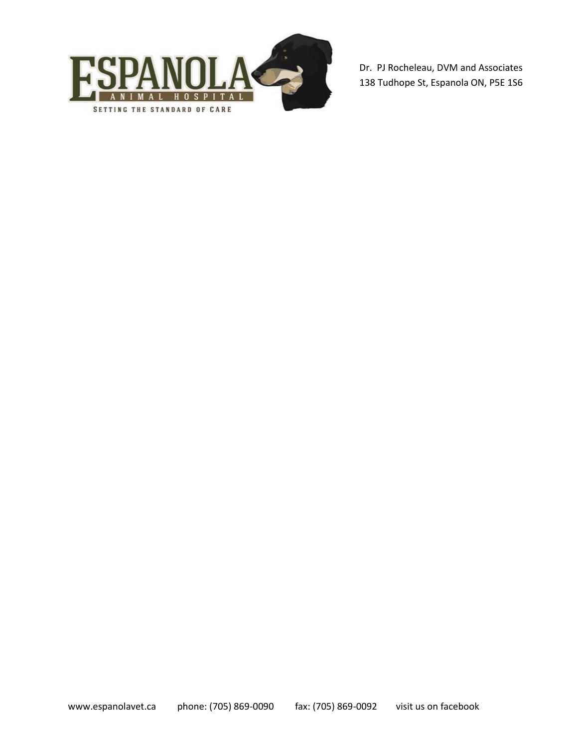ESPANOLA ANIMAL HOSPITAL

SETTING THE STANDARD OF CARE

Dr. PJ Rocheleau, DVM and Associates
138 Tudhope St, Espanola ON, P5E 1S6

www.espanolavet.ca phone: (705) 869-0090 fax: (705) 869-0092 visit us on facebook